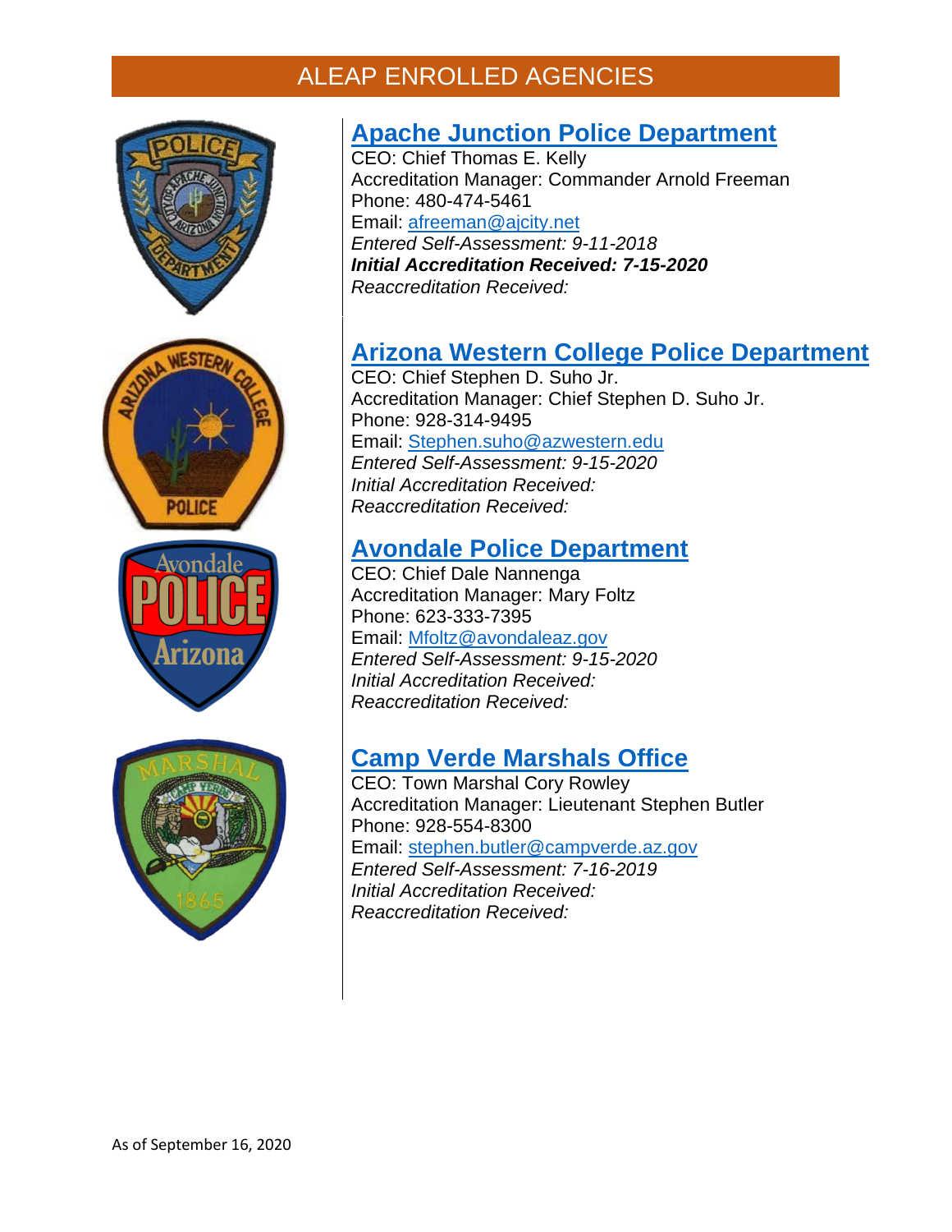# ALEAP ENROLLED AGENCIES

## Apache Junction Police Department

CEO: Chief Thomas E. Kelly
Accreditation Manager: Commander Arnold Freeman
Phone: 480-474-5461
Email: afreeman@ajcity.net
*Entered Self-Assessment: 9-11-2018*
***Initial Accreditation Received: 7-15-2020***
*Reaccreditation Received:*

## Arizona Western College Police Department

CEO: Chief Stephen D. Suho Jr.
Accreditation Manager: Chief Stephen D. Suho Jr.
Phone: 928-314-9495
Email: Stephen.suho@azwestern.edu
*Entered Self-Assessment: 9-15-2020*
*Initial Accreditation Received:*
*Reaccreditation Received:*

## Avondale Police Department

CEO: Chief Dale Nannenga
Accreditation Manager: Mary Foltz
Phone: 623-333-7395
Email: Mfoltz@avondaleaz.gov
*Entered Self-Assessment: 9-15-2020*
*Initial Accreditation Received:*
*Reaccreditation Received:*

## Camp Verde Marshals Office

CEO: Town Marshal Cory Rowley
Accreditation Manager: Lieutenant Stephen Butler
Phone: 928-554-8300
Email: stephen.butler@campverde.az.gov
*Entered Self-Assessment: 7-16-2019*
*Initial Accreditation Received:*
*Reaccreditation Received:*

As of September 16, 2020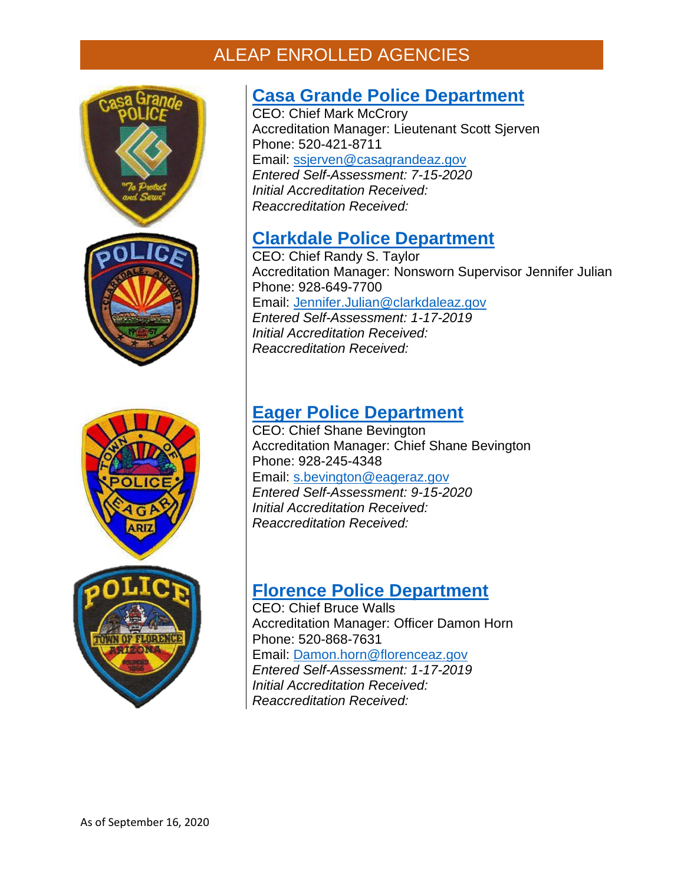# ALEAP ENROLLED AGENCIES

## [Casa Grande Police Department]

CEO: Chief Mark McCrory
Accreditation Manager: Lieutenant Scott Sjerven
Phone: 520-421-8711
Email: ssjerven@casagrandeaz.gov
*Entered Self-Assessment: 7-15-2020*
*Initial Accreditation Received:*
*Reaccreditation Received:*

## [Clarkdale Police Department]

CEO: Chief Randy S. Taylor
Accreditation Manager: Nonsworn Supervisor Jennifer Julian
Phone: 928-649-7700
Email: Jennifer.Julian@clarkdaleaz.gov
*Entered Self-Assessment: 1-17-2019*
*Initial Accreditation Received:*
*Reaccreditation Received:*

## [Eager Police Department]

CEO: Chief Shane Bevington
Accreditation Manager: Chief Shane Bevington
Phone: 928-245-4348
Email: s.bevington@eageraz.gov
*Entered Self-Assessment: 9-15-2020*
*Initial Accreditation Received:*
*Reaccreditation Received:*

## [Florence Police Department]

CEO: Chief Bruce Walls
Accreditation Manager: Officer Damon Horn
Phone: 520-868-7631
Email: Damon.horn@florenceaz.gov
*Entered Self-Assessment: 1-17-2019*
*Initial Accreditation Received:*
*Reaccreditation Received:*

As of September 16, 2020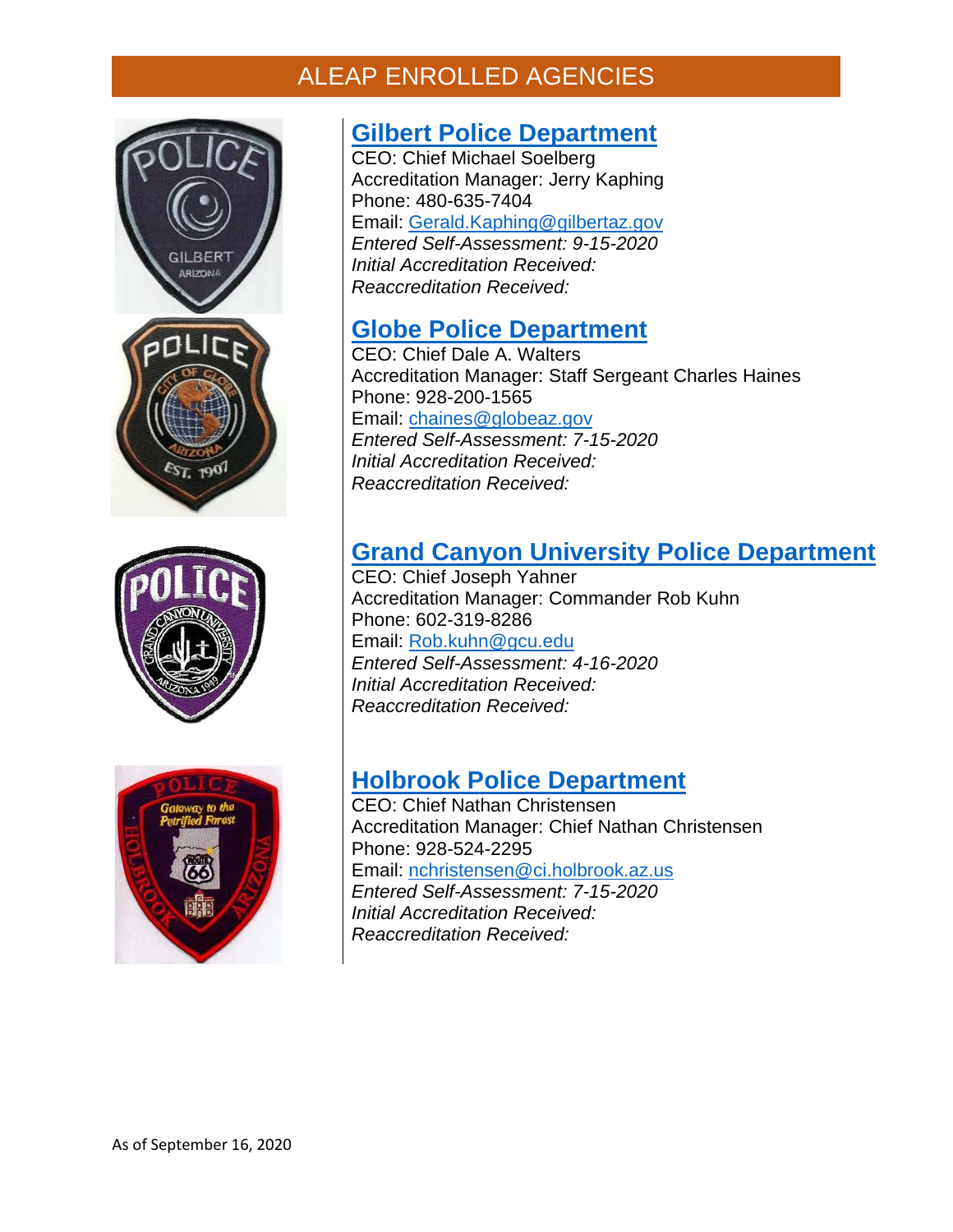# ALEAP ENROLLED AGENCIES

## Gilbert Police Department

CEO: Chief Michael Soelberg
Accreditation Manager: Jerry Kaphing
Phone: 480-635-7404
Email: Gerald.Kaphing@gilbertaz.gov
*Entered Self-Assessment: 9-15-2020*
*Initial Accreditation Received:*
*Reaccreditation Received:*

## Globe Police Department

CEO: Chief Dale A. Walters
Accreditation Manager: Staff Sergeant Charles Haines
Phone: 928-200-1565
Email: chaines@globeaz.gov
*Entered Self-Assessment: 7-15-2020*
*Initial Accreditation Received:*
*Reaccreditation Received:*

## Grand Canyon University Police Department

CEO: Chief Joseph Yahner
Accreditation Manager: Commander Rob Kuhn
Phone: 602-319-8286
Email: Rob.kuhn@gcu.edu
*Entered Self-Assessment: 4-16-2020*
*Initial Accreditation Received:*
*Reaccreditation Received:*

## Holbrook Police Department

CEO: Chief Nathan Christensen
Accreditation Manager: Chief Nathan Christensen
Phone: 928-524-2295
Email: nchristensen@ci.holbrook.az.us
*Entered Self-Assessment: 7-15-2020*
*Initial Accreditation Received:*
*Reaccreditation Received:*

As of September 16, 2020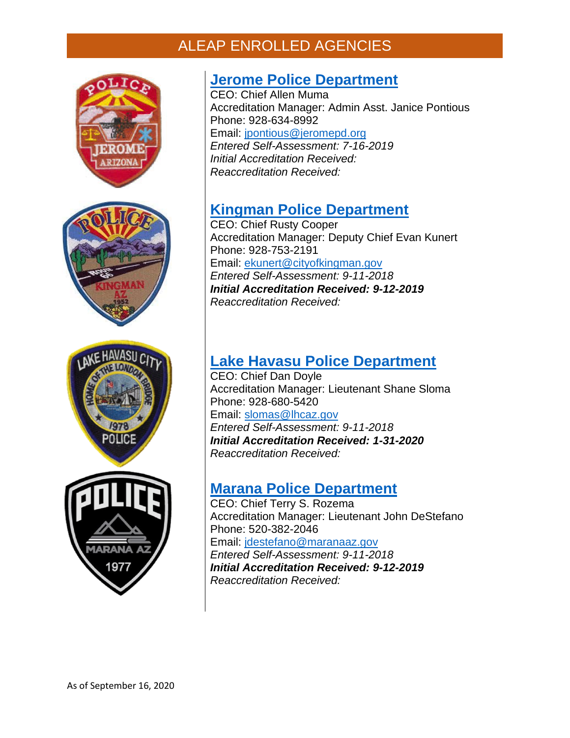# ALEAP ENROLLED AGENCIES

## [Jerome Police Department]

CEO: Chief Allen Muma
Accreditation Manager: Admin Asst. Janice Pontious
Phone: 928-634-8992
Email: jpontious@jeromepd.org
*Entered Self-Assessment: 7-16-2019*
*Initial Accreditation Received:*
*Reaccreditation Received:*

## [Kingman Police Department]

CEO: Chief Rusty Cooper
Accreditation Manager: Deputy Chief Evan Kunert
Phone: 928-753-2191
Email: ekunert@cityofkingman.gov
*Entered Self-Assessment: 9-11-2018*
***Initial Accreditation Received: 9-12-2019***
*Reaccreditation Received:*

## [Lake Havasu Police Department]

CEO: Chief Dan Doyle
Accreditation Manager: Lieutenant Shane Sloma
Phone: 928-680-5420
Email: slomas@lhcaz.gov
*Entered Self-Assessment: 9-11-2018*
***Initial Accreditation Received: 1-31-2020***
*Reaccreditation Received:*

## [Marana Police Department]

CEO: Chief Terry S. Rozema
Accreditation Manager: Lieutenant John DeStefano
Phone: 520-382-2046
Email: jdestefano@maranaaz.gov
*Entered Self-Assessment: 9-11-2018*
***Initial Accreditation Received: 9-12-2019***
*Reaccreditation Received:*

As of September 16, 2020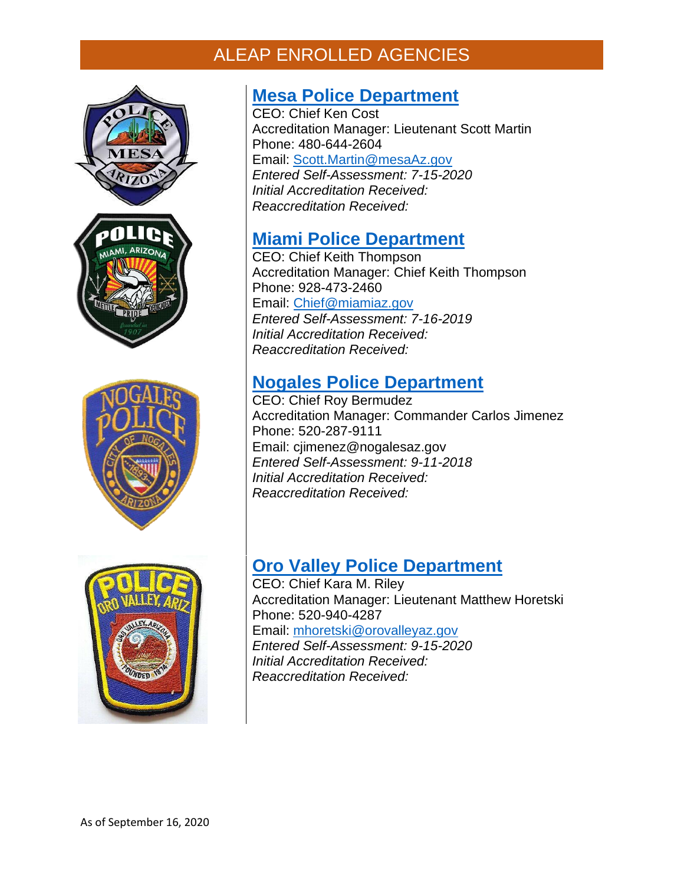# ALEAP ENROLLED AGENCIES

## Mesa Police Department

CEO: Chief Ken Cost
Accreditation Manager: Lieutenant Scott Martin
Phone: 480-644-2604
Email: Scott.Martin@mesaAz.gov
*Entered Self-Assessment: 7-15-2020*
*Initial Accreditation Received:*
*Reaccreditation Received:*

## Miami Police Department

CEO: Chief Keith Thompson
Accreditation Manager: Chief Keith Thompson
Phone: 928-473-2460
Email: Chief@miamiaz.gov
*Entered Self-Assessment: 7-16-2019*
*Initial Accreditation Received:*
*Reaccreditation Received:*

## Nogales Police Department

CEO: Chief Roy Bermudez
Accreditation Manager: Commander Carlos Jimenez
Phone: 520-287-9111
Email: cjimenez@nogalesaz.gov
*Entered Self-Assessment: 9-11-2018*
*Initial Accreditation Received:*
*Reaccreditation Received:*

## Oro Valley Police Department

CEO: Chief Kara M. Riley
Accreditation Manager: Lieutenant Matthew Horetski
Phone: 520-940-4287
Email: mhoretski@orovalleyaz.gov
*Entered Self-Assessment: 9-15-2020*
*Initial Accreditation Received:*
*Reaccreditation Received:*

As of September 16, 2020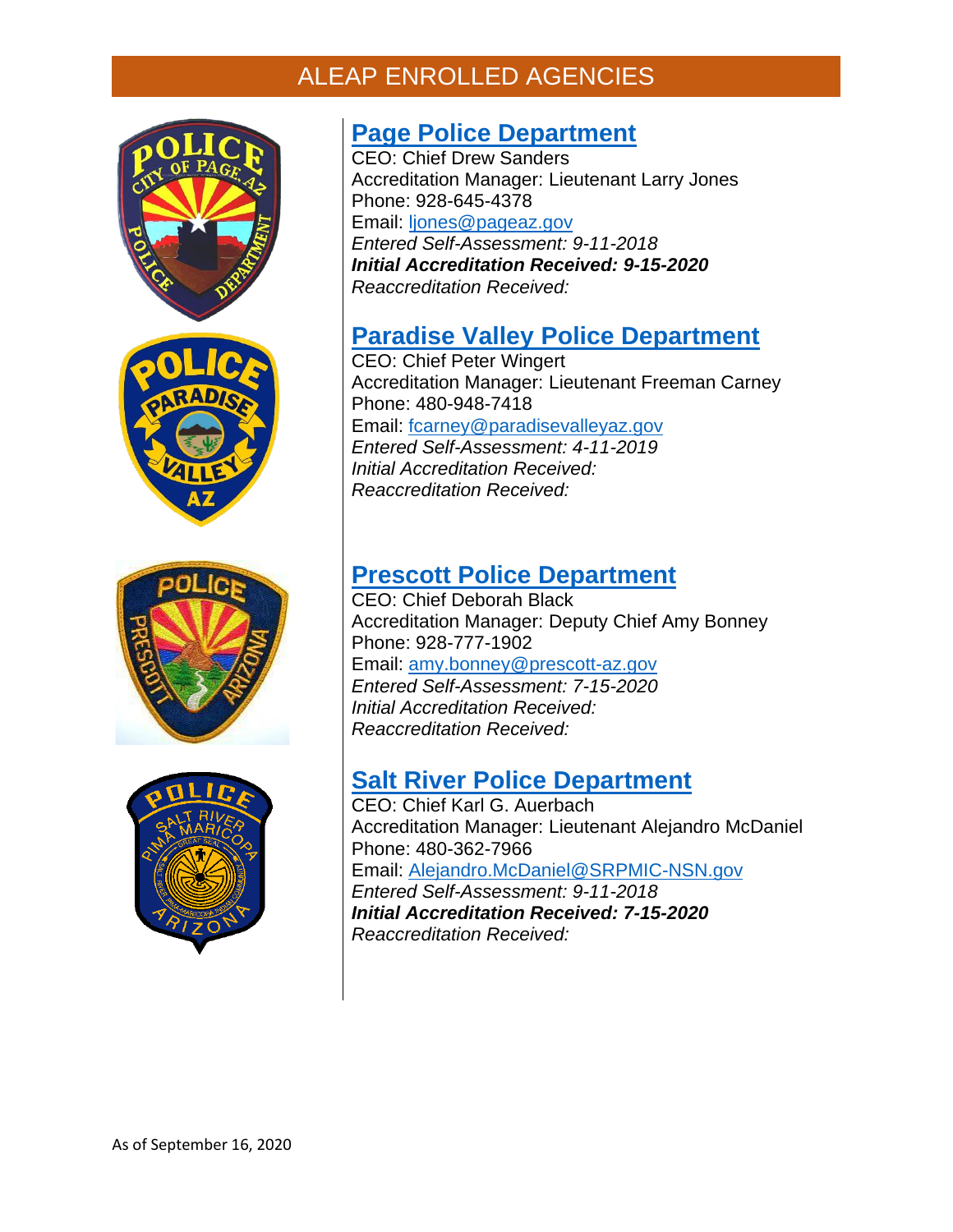# ALEAP ENROLLED AGENCIES

## Page Police Department

CEO: Chief Drew Sanders
Accreditation Manager: Lieutenant Larry Jones
Phone: 928-645-4378
Email: ljones@pageaz.gov
*Entered Self-Assessment: 9-11-2018*
***Initial Accreditation Received: 9-15-2020***
*Reaccreditation Received:*

## Paradise Valley Police Department

CEO: Chief Peter Wingert
Accreditation Manager: Lieutenant Freeman Carney
Phone: 480-948-7418
Email: fcarney@paradisevalleyaz.gov
*Entered Self-Assessment: 4-11-2019*
*Initial Accreditation Received:*
*Reaccreditation Received:*

## Prescott Police Department

CEO: Chief Deborah Black
Accreditation Manager: Deputy Chief Amy Bonney
Phone: 928-777-1902
Email: amy.bonney@prescott-az.gov
*Entered Self-Assessment: 7-15-2020*
*Initial Accreditation Received:*
*Reaccreditation Received:*

## Salt River Police Department

CEO: Chief Karl G. Auerbach
Accreditation Manager: Lieutenant Alejandro McDaniel
Phone: 480-362-7966
Email: Alejandro.McDaniel@SRPMIC-NSN.gov
*Entered Self-Assessment: 9-11-2018*
***Initial Accreditation Received: 7-15-2020***
*Reaccreditation Received:*

As of September 16, 2020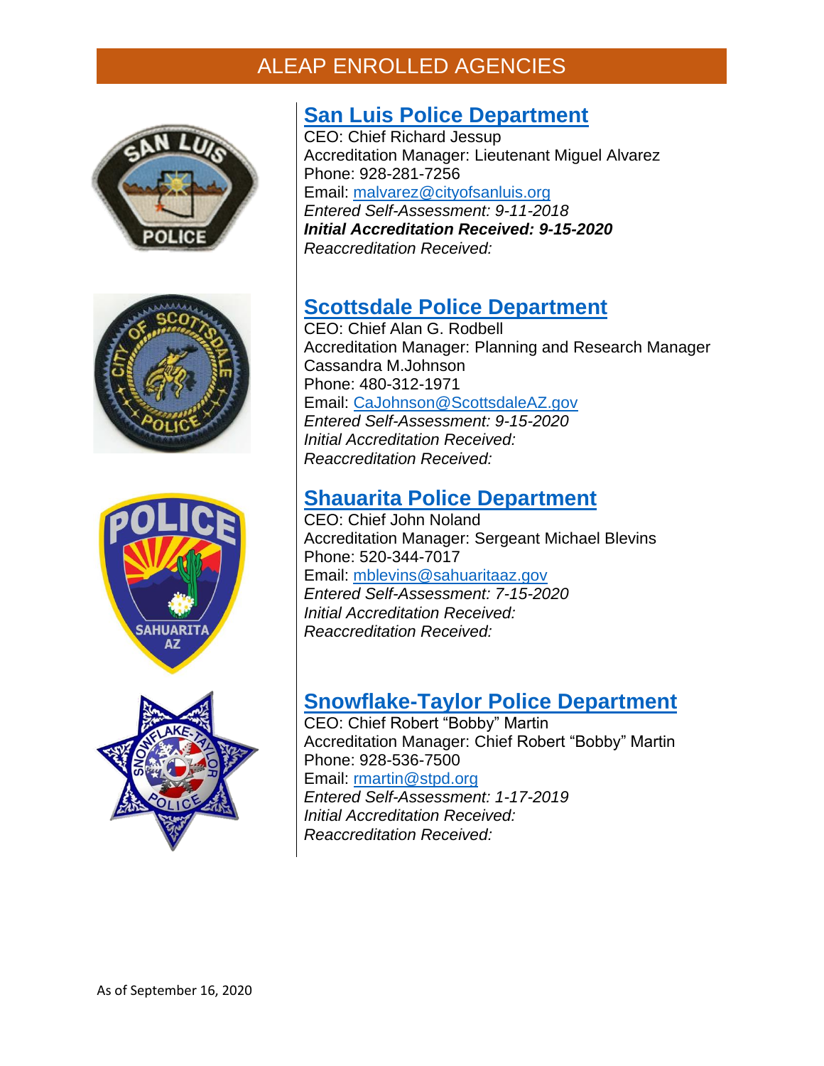# ALEAP ENROLLED AGENCIES

## San Luis Police Department

CEO: Chief Richard Jessup
Accreditation Manager: Lieutenant Miguel Alvarez
Phone: 928-281-7256
Email: malvarez@cityofsanluis.org
*Entered Self-Assessment: 9-11-2018*
***Initial Accreditation Received: 9-15-2020***
*Reaccreditation Received:*

## Scottsdale Police Department

CEO: Chief Alan G. Rodbell
Accreditation Manager: Planning and Research Manager Cassandra M.Johnson
Phone: 480-312-1971
Email: CaJohnson@ScottsdaleAZ.gov
*Entered Self-Assessment: 9-15-2020*
*Initial Accreditation Received:*
*Reaccreditation Received:*

## Shauarita Police Department

CEO: Chief John Noland
Accreditation Manager: Sergeant Michael Blevins
Phone: 520-344-7017
Email: mblevins@sahuaritaaz.gov
*Entered Self-Assessment: 7-15-2020*
*Initial Accreditation Received:*
*Reaccreditation Received:*

## Snowflake-Taylor Police Department

CEO: Chief Robert "Bobby" Martin
Accreditation Manager: Chief Robert "Bobby" Martin
Phone: 928-536-7500
Email: rmartin@stpd.org
*Entered Self-Assessment: 1-17-2019*
*Initial Accreditation Received:*
*Reaccreditation Received:*

As of September 16, 2020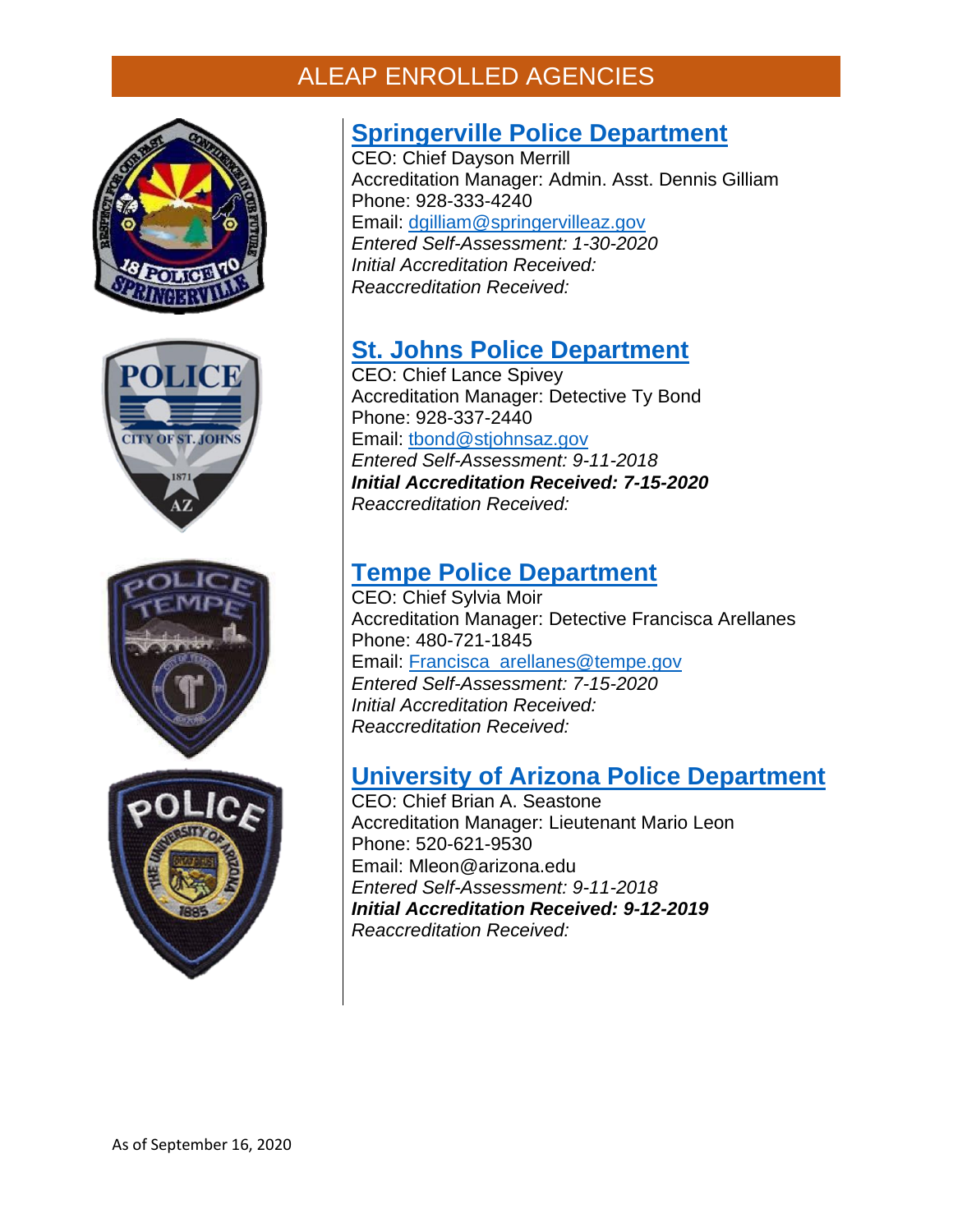# ALEAP ENROLLED AGENCIES

## Springerville Police Department

CEO: Chief Dayson Merrill
Accreditation Manager: Admin. Asst. Dennis Gilliam
Phone: 928-333-4240
Email: dgilliam@springervilleaz.gov
*Entered Self-Assessment: 1-30-2020*
*Initial Accreditation Received:*
*Reaccreditation Received:*

## St. Johns Police Department

CEO: Chief Lance Spivey
Accreditation Manager: Detective Ty Bond
Phone: 928-337-2440
Email: tbond@stjohnsaz.gov
*Entered Self-Assessment: 9-11-2018*
***Initial Accreditation Received: 7-15-2020***
*Reaccreditation Received:*

## Tempe Police Department

CEO: Chief Sylvia Moir
Accreditation Manager: Detective Francisca Arellanes
Phone: 480-721-1845
Email: Francisca_arellanes@tempe.gov
*Entered Self-Assessment: 7-15-2020*
*Initial Accreditation Received:*
*Reaccreditation Received:*

## University of Arizona Police Department

CEO: Chief Brian A. Seastone
Accreditation Manager: Lieutenant Mario Leon
Phone: 520-621-9530
Email: Mleon@arizona.edu
*Entered Self-Assessment: 9-11-2018*
***Initial Accreditation Received: 9-12-2019***
*Reaccreditation Received:*

As of September 16, 2020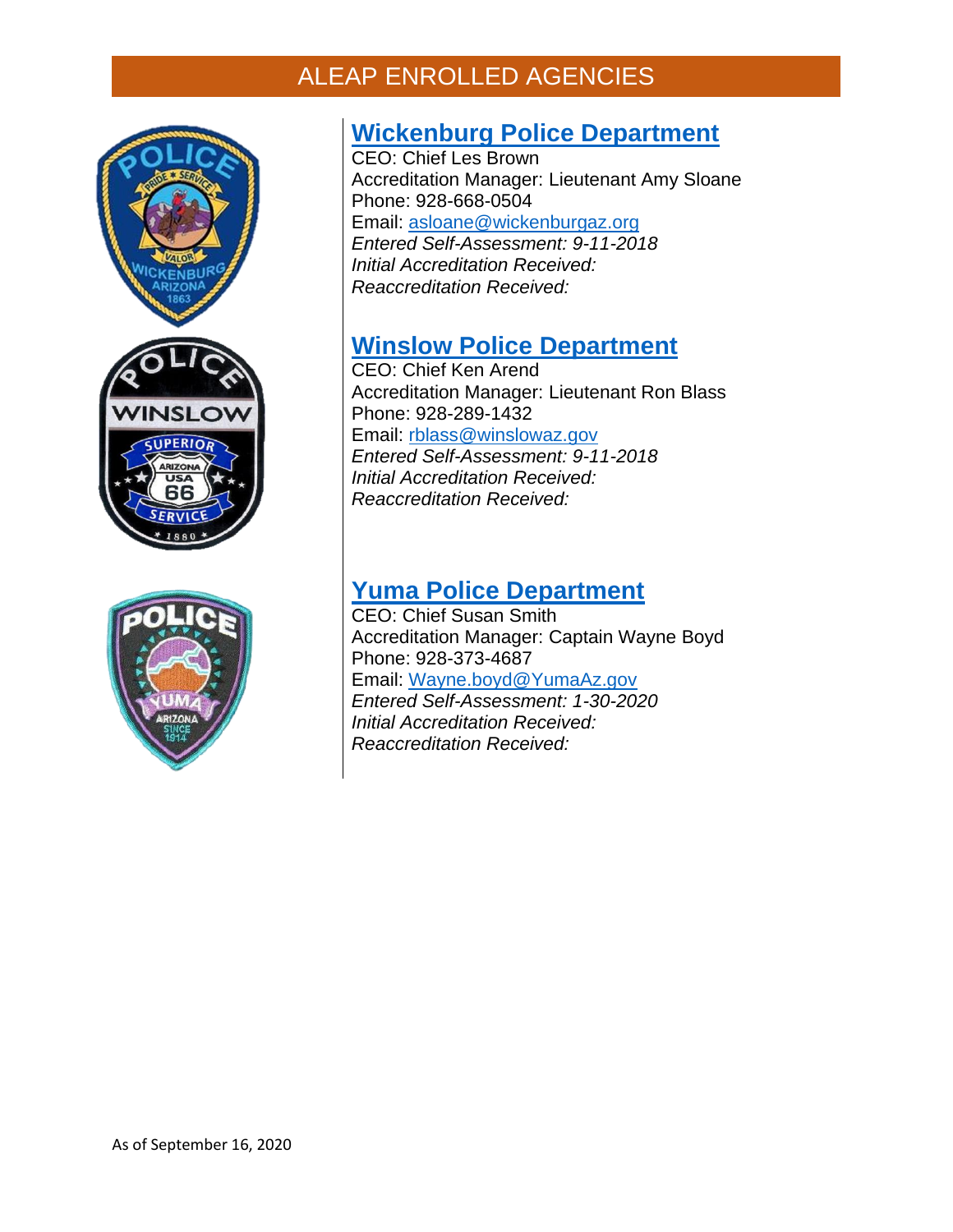# ALEAP ENROLLED AGENCIES

## Wickenburg Police Department

CEO: Chief Les Brown
Accreditation Manager: Lieutenant Amy Sloane
Phone: 928-668-0504
Email: asloane@wickenburgaz.org
*Entered Self-Assessment: 9-11-2018*
*Initial Accreditation Received:*
*Reaccreditation Received:*

## Winslow Police Department

CEO: Chief Ken Arend
Accreditation Manager: Lieutenant Ron Blass
Phone: 928-289-1432
Email: rblass@winslowaz.gov
*Entered Self-Assessment: 9-11-2018*
*Initial Accreditation Received:*
*Reaccreditation Received:*

## Yuma Police Department

CEO: Chief Susan Smith
Accreditation Manager: Captain Wayne Boyd
Phone: 928-373-4687
Email: Wayne.boyd@YumaAz.gov
*Entered Self-Assessment: 1-30-2020*
*Initial Accreditation Received:*
*Reaccreditation Received:*

As of September 16, 2020